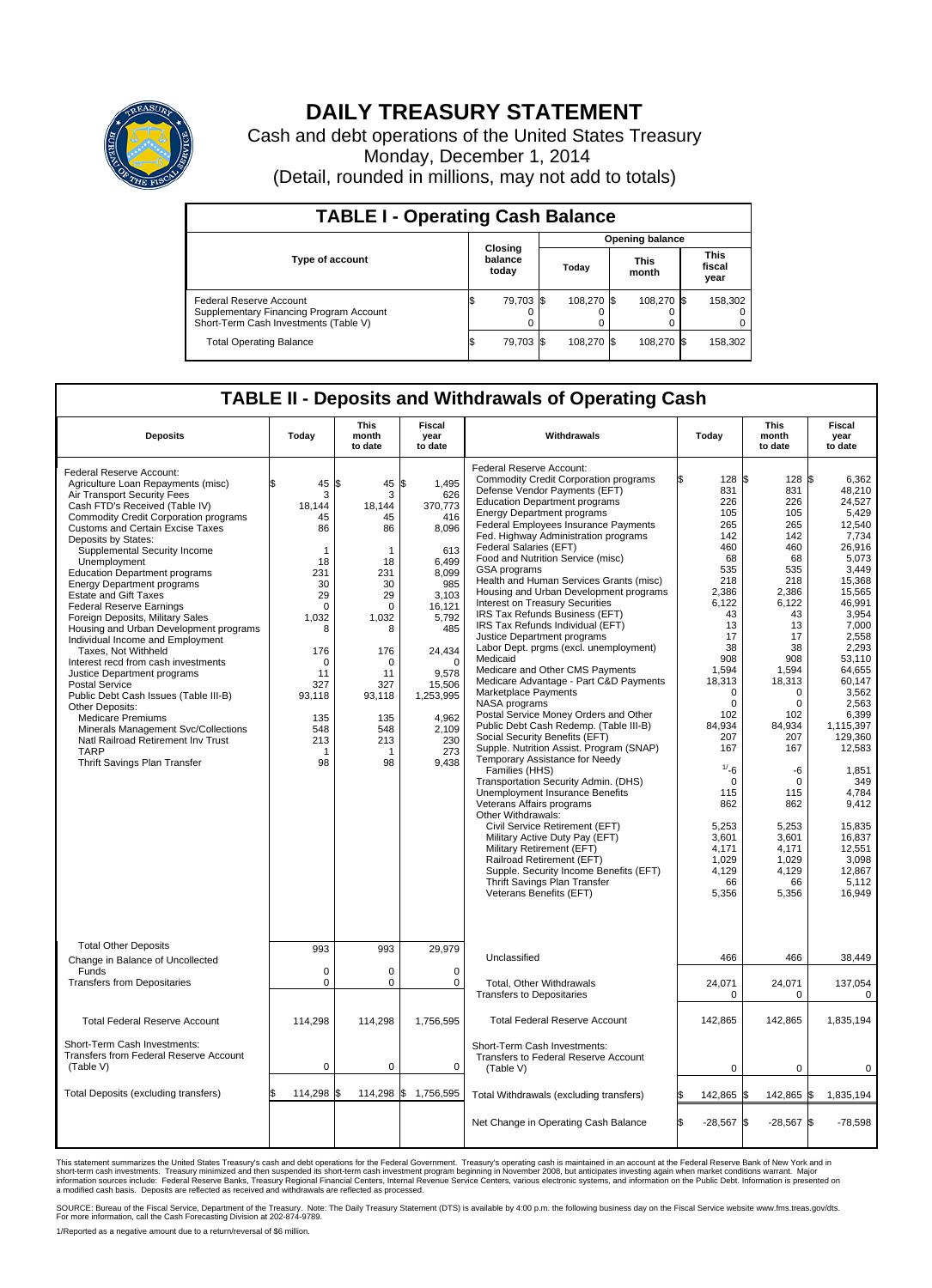# DAILY TREASURY STATEMENT

Cash and debt operations of the United States Treasury

Monday, December 1, 2014

(Detail, rounded in millions, may not add to totals)

## TABLE I - Operating Cash Balance

| Type of account | Closing balance today | Opening balance Today | Opening balance This month | Opening balance This fiscal year |
|---|---|---|---|---|
| Federal Reserve Account | $ 79,703 | $ 108,270 | $ 108,270 | $ 158,302 |
| Supplementary Financing Program Account | 0 | 0 | 0 | 0 |
| Short-Term Cash Investments (Table V) | 0 | 0 | 0 | 0 |
| Total Operating Balance | $ 79,703 | $ 108,270 | $ 108,270 | $ 158,302 |

## TABLE II - Deposits and Withdrawals of Operating Cash

| Deposits | Today | This month to date | Fiscal year to date |
|---|---|---|---|
| Federal Reserve Account: | | | |
| Agriculture Loan Repayments (misc) | $ 45 | $ 45 | $ 1,495 |
| Air Transport Security Fees | 3 | 3 | 626 |
| Cash FTD's Received (Table IV) | 18,144 | 18,144 | 370,773 |
| Commodity Credit Corporation programs | 45 | 45 | 416 |
| Customs and Certain Excise Taxes | 86 | 86 | 8,096 |
| Deposits by States: | | | |
| Supplemental Security Income | 1 | 1 | 613 |
| Unemployment | 18 | 18 | 6,499 |
| Education Department programs | 231 | 231 | 8,099 |
| Energy Department programs | 30 | 30 | 985 |
| Estate and Gift Taxes | 29 | 29 | 3,103 |
| Federal Reserve Earnings | 0 | 0 | 16,121 |
| Foreign Deposits, Military Sales | 1,032 | 1,032 | 5,792 |
| Housing and Urban Development programs | 8 | 8 | 485 |
| Individual Income and Employment Taxes, Not Withheld | 176 | 176 | 24,434 |
| Interest recd from cash investments | 0 | 0 | 0 |
| Justice Department programs | 11 | 11 | 9,578 |
| Postal Service | 327 | 327 | 15,506 |
| Public Debt Cash Issues (Table III-B) | 93,118 | 93,118 | 1,253,995 |
| Other Deposits: | | | |
| Medicare Premiums | 135 | 135 | 4,962 |
| Minerals Management Svc/Collections | 548 | 548 | 2,109 |
| Natl Railroad Retirement Inv Trust | 213 | 213 | 230 |
| TARP | 1 | 1 | 273 |
| Thrift Savings Plan Transfer | 98 | 98 | 9,438 |
| Total Other Deposits | 993 | 993 | 29,979 |
| Change in Balance of Uncollected Funds | 0 | 0 | 0 |
| Transfers from Depositaries | 0 | 0 | 0 |
| Total Federal Reserve Account | 114,298 | 114,298 | 1,756,595 |
| Short-Term Cash Investments: Transfers from Federal Reserve Account (Table V) | 0 | 0 | 0 |
| Total Deposits (excluding transfers) | $ 114,298 | $ 114,298 | $ 1,756,595 |

| Withdrawals | Today | This month to date | Fiscal year to date |
|---|---|---|---|
| Federal Reserve Account: | | | |
| Commodity Credit Corporation programs | $ 128 | $ 128 | $ 6,362 |
| Defense Vendor Payments (EFT) | 831 | 831 | 48,210 |
| Education Department programs | 226 | 226 | 24,527 |
| Energy Department programs | 105 | 105 | 5,429 |
| Federal Employees Insurance Payments | 265 | 265 | 12,540 |
| Fed. Highway Administration programs | 142 | 142 | 7,734 |
| Federal Salaries (EFT) | 460 | 460 | 26,916 |
| Food and Nutrition Service (misc) | 68 | 68 | 5,073 |
| GSA programs | 535 | 535 | 3,449 |
| Health and Human Services Grants (misc) | 218 | 218 | 15,368 |
| Housing and Urban Development programs | 2,386 | 2,386 | 15,565 |
| Interest on Treasury Securities | 6,122 | 6,122 | 46,991 |
| IRS Tax Refunds Business (EFT) | 43 | 43 | 3,954 |
| IRS Tax Refunds Individual (EFT) | 13 | 13 | 7,000 |
| Justice Department programs | 17 | 17 | 2,558 |
| Labor Dept. prgms (excl. unemployment) | 38 | 38 | 2,293 |
| Medicaid | 908 | 908 | 53,110 |
| Medicare and Other CMS Payments | 1,594 | 1,594 | 64,655 |
| Medicare Advantage - Part C&D Payments | 18,313 | 18,313 | 60,147 |
| Marketplace Payments | 0 | 0 | 3,562 |
| NASA programs | 0 | 0 | 2,563 |
| Postal Service Money Orders and Other | 102 | 102 | 6,399 |
| Public Debt Cash Redemp. (Table III-B) | 84,934 | 84,934 | 1,115,397 |
| Social Security Benefits (EFT) | 207 | 207 | 129,360 |
| Supple. Nutrition Assist. Program (SNAP) | 167 | 167 | 12,583 |
| Temporary Assistance for Needy Families (HHS) | [1/] -6 | -6 | 1,851 |
| Transportation Security Admin. (DHS) | 0 | 0 | 349 |
| Unemployment Insurance Benefits | 115 | 115 | 4,784 |
| Veterans Affairs programs | 862 | 862 | 9,412 |
| Other Withdrawals: | | | |
| Civil Service Retirement (EFT) | 5,253 | 5,253 | 15,835 |
| Military Active Duty Pay (EFT) | 3,601 | 3,601 | 16,837 |
| Military Retirement (EFT) | 4,171 | 4,171 | 12,551 |
| Railroad Retirement (EFT) | 1,029 | 1,029 | 3,098 |
| Supple. Security Income Benefits (EFT) | 4,129 | 4,129 | 12,867 |
| Thrift Savings Plan Transfer | 66 | 66 | 5,112 |
| Veterans Benefits (EFT) | 5,356 | 5,356 | 16,949 |
| Unclassified | 466 | 466 | 38,449 |
| Total, Other Withdrawals | 24,071 | 24,071 | 137,054 |
| Transfers to Depositaries | 0 | 0 | 0 |
| Total Federal Reserve Account | 142,865 | 142,865 | 1,835,194 |
| Short-Term Cash Investments: Transfers to Federal Reserve Account (Table V) | 0 | 0 | 0 |
| Total Withdrawals (excluding transfers) | $ 142,865 | $ 142,865 | $ 1,835,194 |
| Net Change in Operating Cash Balance | $ -28,567 | $ -28,567 | $ -78,598 |

This statement summarizes the United States Treasury's cash and debt operations for the Federal Government. Treasury's operating cash is maintained in an account at the Federal Reserve Bank of New York and in short-term cash investments. Treasury minimized and then suspended its short-term cash investment program beginning in November 2008, but anticipates investing again when market conditions warrant. Major information sources include: Federal Reserve Banks, Treasury Regional Financial Centers, Internal Revenue Service Centers, various electronic systems, and information on the Public Debt. Information is presented on a modified cash basis. Deposits are reflected as received and withdrawals are reflected as processed.

SOURCE: Bureau of the Fiscal Service, Department of the Treasury. Note: The Daily Treasury Statement (DTS) is available by 4:00 p.m. the following business day on the Fiscal Service website www.fms.treas.gov/dts. For more information, call the Cash Forecasting Division at 202-874-9789.

1/Reported as a negative amount due to a return/reversal of $6 million.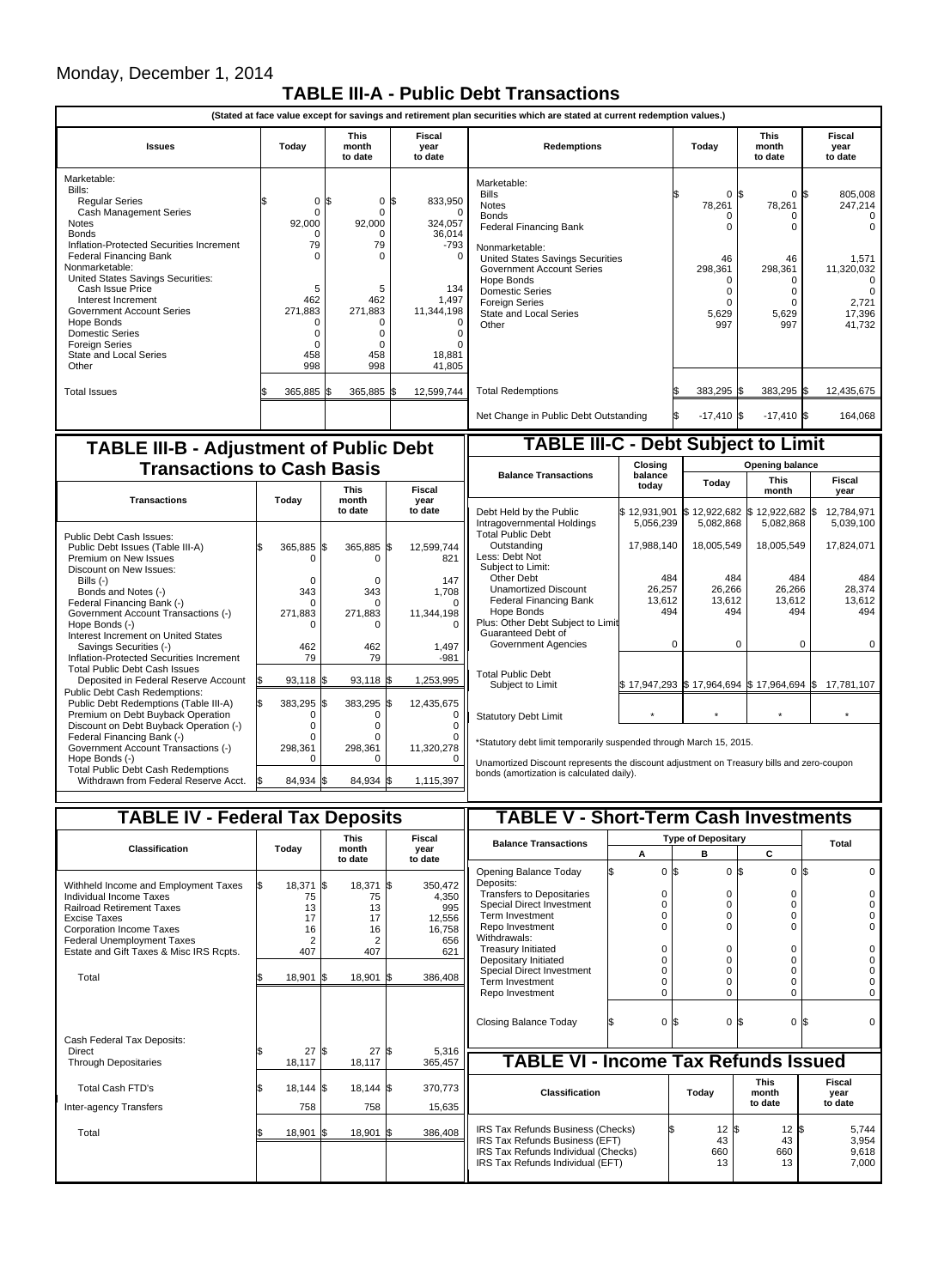Monday, December 1, 2014

# TABLE III-A - Public Debt Transactions

(Stated at face value except for savings and retirement plan securities which are stated at current redemption values.)

| Issues | Today | This month to date | Fiscal year to date |
|---|---|---|---|
| Marketable: | | | |
| Bills: | | | |
| Regular Series | $ 0 | $ 0 | $ 833,950 |
| Cash Management Series | 0 | 0 | 0 |
| Notes | 92,000 | 92,000 | 324,057 |
| Bonds | 0 | 0 | 36,014 |
| Inflation-Protected Securities Increment | 79 | 79 | -793 |
| Federal Financing Bank | 0 | 0 | 0 |
| Nonmarketable: | | | |
| United States Savings Securities: | | | |
| Cash Issue Price | 5 | 5 | 134 |
| Interest Increment | 462 | 462 | 1,497 |
| Government Account Series | 271,883 | 271,883 | 11,344,198 |
| Hope Bonds | 0 | 0 | 0 |
| Domestic Series | 0 | 0 | 0 |
| Foreign Series | 0 | 0 | 0 |
| State and Local Series | 458 | 458 | 18,881 |
| Other | 998 | 998 | 41,805 |
| Total Issues | $ 365,885 | $ 365,885 | $ 12,599,744 |

| Redemptions | Today | This month to date | Fiscal year to date |
|---|---|---|---|
| Marketable: | | | |
| Bills | $ 0 | $ 0 | $ 805,008 |
| Notes | 78,261 | 78,261 | 247,214 |
| Bonds | 0 | 0 | 0 |
| Federal Financing Bank | 0 | 0 | 0 |
| Nonmarketable: | | | |
| United States Savings Securities | 46 | 46 | 1,571 |
| Government Account Series | 298,361 | 298,361 | 11,320,032 |
| Hope Bonds | 0 | 0 | 0 |
| Domestic Series | 0 | 0 | 0 |
| Foreign Series | 0 | 0 | 2,721 |
| State and Local Series | 5,629 | 5,629 | 17,396 |
| Other | 997 | 997 | 41,732 |
| Total Redemptions | $ 383,295 | $ 383,295 | $ 12,435,675 |
| Net Change in Public Debt Outstanding | $ -17,410 | $ -17,410 | $ 164,068 |

# TABLE III-B - Adjustment of Public Debt Transactions to Cash Basis

| Transactions | Today | This month to date | Fiscal year to date |
|---|---|---|---|
| Public Debt Cash Issues: | | | |
| Public Debt Issues (Table III-A) | $ 365,885 | $ 365,885 | $ 12,599,744 |
| Premium on New Issues | 0 | 0 | 821 |
| Discount on New Issues: | | | |
| Bills (-) | 0 | 0 | 147 |
| Bonds and Notes (-) | 343 | 343 | 1,708 |
| Federal Financing Bank (-) | 0 | 0 | 0 |
| Government Account Transactions (-) | 271,883 | 271,883 | 11,344,198 |
| Hope Bonds (-) | 0 | 0 | 0 |
| Interest Increment on United States Savings Securities (-) | 462 | 462 | 1,497 |
| Inflation-Protected Securities Increment | 79 | 79 | -981 |
| Total Public Debt Cash Issues Deposited in Federal Reserve Account | $ 93,118 | $ 93,118 | $ 1,253,995 |
| Public Debt Cash Redemptions: | | | |
| Public Debt Redemptions (Table III-A) | $ 383,295 | $ 383,295 | $ 12,435,675 |
| Premium on Debt Buyback Operation | 0 | 0 | 0 |
| Discount on Debt Buyback Operation (-) | 0 | 0 | 0 |
| Federal Financing Bank (-) | 0 | 0 | 0 |
| Government Account Transactions (-) | 298,361 | 298,361 | 11,320,278 |
| Hope Bonds (-) | 0 | 0 | 0 |
| Total Public Debt Cash Redemptions Withdrawn from Federal Reserve Acct. | $ 84,934 | $ 84,934 | $ 1,115,397 |

# TABLE III-C - Debt Subject to Limit

| Balance Transactions | Closing balance today | Opening balance Today | Opening balance This month | Opening balance Fiscal year |
|---|---|---|---|---|
| Debt Held by the Public | $ 12,931,901 | $ 12,922,682 | $ 12,922,682 | $ 12,784,971 |
| Intragovernmental Holdings | 5,056,239 | 5,082,868 | 5,082,868 | 5,039,100 |
| Total Public Debt Outstanding | 17,988,140 | 18,005,549 | 18,005,549 | 17,824,071 |
| Less: Debt Not Subject to Limit: | | | | |
| Other Debt | 484 | 484 | 484 | 484 |
| Unamortized Discount | 26,257 | 26,266 | 26,266 | 28,374 |
| Federal Financing Bank | 13,612 | 13,612 | 13,612 | 13,612 |
| Hope Bonds | 494 | 494 | 494 | 494 |
| Plus: Other Debt Subject to Limit | | | | |
| Guaranteed Debt of Government Agencies | 0 | 0 | 0 | 0 |
| Total Public Debt Subject to Limit | $ 17,947,293 | $ 17,964,694 | $ 17,964,694 | $ 17,781,107 |
| Statutory Debt Limit | * | * | * | * |

*Statutory debt limit temporarily suspended through March 15, 2015.

Unamortized Discount represents the discount adjustment on Treasury bills and zero-coupon bonds (amortization is calculated daily).

# TABLE IV - Federal Tax Deposits

| Classification | Today | This month to date | Fiscal year to date |
|---|---|---|---|
| Withheld Income and Employment Taxes | $ 18,371 | $ 18,371 | $ 350,472 |
| Individual Income Taxes | 75 | 75 | 4,350 |
| Railroad Retirement Taxes | 13 | 13 | 995 |
| Excise Taxes | 17 | 17 | 12,556 |
| Corporation Income Taxes | 16 | 16 | 16,758 |
| Federal Unemployment Taxes | 2 | 2 | 656 |
| Estate and Gift Taxes & Misc IRS Rcpts. | 407 | 407 | 621 |
| Total | $ 18,901 | $ 18,901 | $ 386,408 |
| Cash Federal Tax Deposits: | | | |
| Direct | $ 27 | $ 27 | $ 5,316 |
| Through Depositaries | 18,117 | 18,117 | 365,457 |
| Total Cash FTD's | $ 18,144 | $ 18,144 | $ 370,773 |
| Inter-agency Transfers | 758 | 758 | 15,635 |
| Total | $ 18,901 | $ 18,901 | $ 386,408 |

# TABLE V - Short-Term Cash Investments

| Balance Transactions | Type of Depositary A | Type of Depositary B | Type of Depositary C | Total |
|---|---|---|---|---|
| Opening Balance Today | $ 0 | $ 0 | $ 0 | $ 0 |
| Deposits: | | | | |
| Transfers to Depositaries | 0 | 0 | 0 | 0 |
| Special Direct Investment | 0 | 0 | 0 | 0 |
| Term Investment | 0 | 0 | 0 | 0 |
| Repo Investment | 0 | 0 | 0 | 0 |
| Withdrawals: | | | | |
| Treasury Initiated | 0 | 0 | 0 | 0 |
| Depositary Initiated | 0 | 0 | 0 | 0 |
| Special Direct Investment | 0 | 0 | 0 | 0 |
| Term Investment | 0 | 0 | 0 | 0 |
| Repo Investment | 0 | 0 | 0 | 0 |
| Closing Balance Today | $ 0 | $ 0 | $ 0 | $ 0 |

# TABLE VI - Income Tax Refunds Issued

| Classification | Today | This month to date | Fiscal year to date |
|---|---|---|---|
| IRS Tax Refunds Business (Checks) | $ 12 | $ 12 | $ 5,744 |
| IRS Tax Refunds Business (EFT) | 43 | 43 | 3,954 |
| IRS Tax Refunds Individual (Checks) | 660 | 660 | 9,618 |
| IRS Tax Refunds Individual (EFT) | 13 | 13 | 7,000 |